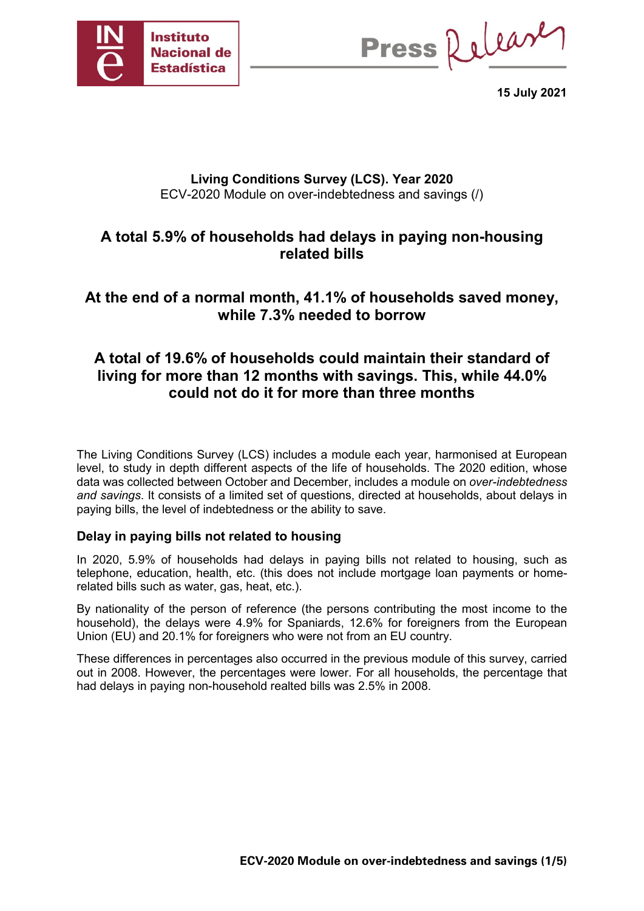**15 July 2021**

**Living Conditions Survey (LCS). Year 2020**
ECV-2020 Module on over-indebtedness and savings (/)

# A total 5.9% of households had delays in paying non-housing related bills

# At the end of a normal month, 41.1% of households saved money, while 7.3% needed to borrow

# A total of 19.6% of households could maintain their standard of living for more than 12 months with savings. This, while 44.0% could not do it for more than three months

The Living Conditions Survey (LCS) includes a module each year, harmonised at European level, to study in depth different aspects of the life of households. The 2020 edition, whose data was collected between October and December, includes a module on *over-indebtedness and savings*. It consists of a limited set of questions, directed at households, about delays in paying bills, the level of indebtedness or the ability to save.

## Delay in paying bills not related to housing

In 2020, 5.9% of households had delays in paying bills not related to housing, such as telephone, education, health, etc. (this does not include mortgage loan payments or home-related bills such as water, gas, heat, etc.).

By nationality of the person of reference (the persons contributing the most income to the household), the delays were 4.9% for Spaniards, 12.6% for foreigners from the European Union (EU) and 20.1% for foreigners who were not from an EU country.

These differences in percentages also occurred in the previous module of this survey, carried out in 2008. However, the percentages were lower. For all households, the percentage that had delays in paying non-household realted bills was 2.5% in 2008.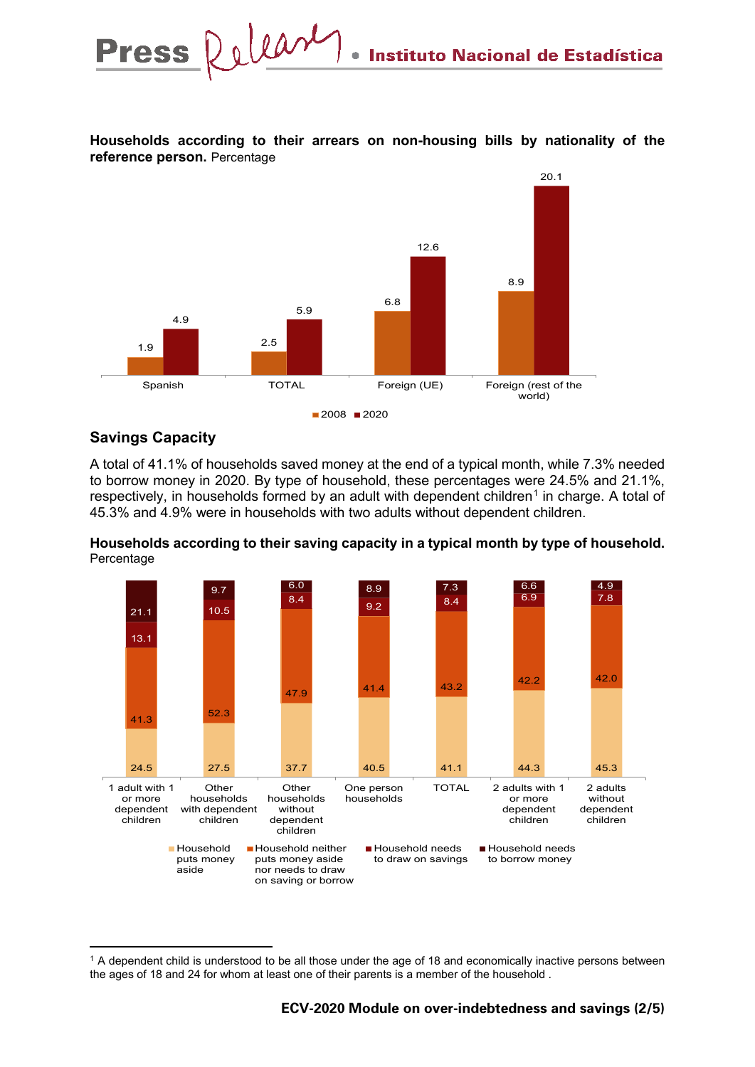**Households according to their arrears on non-housing bills by nationality of the reference person.** Percentage

| | 2008 | 2020 |
|---|---|---|
| Spanish | 1.9 | 4.9 |
| TOTAL | 2.5 | 5.9 |
| Foreign (UE) | 6.8 | 12.6 |
| Foreign (rest of the world) | 8.9 | 20.1 |

## Savings Capacity

A total of 41.1% of households saved money at the end of a typical month, while 7.3% needed to borrow money in 2020. By type of household, these percentages were 24.5% and 21.1%, respectively, in households formed by an adult with dependent children[1] in charge. A total of 45.3% and 4.9% were in households with two adults without dependent children.

**Households according to their saving capacity in a typical month by type of household.** Percentage

| | Household puts money aside | Household neither puts money aside nor needs to draw on saving or borrow | Household needs to draw on savings | Household needs to borrow money |
|---|---|---|---|---|
| 1 adult with 1 or more dependent children | 24.5 | 41.3 | 13.1 | 21.1 |
| Other households with dependent children | 27.5 | 52.3 | 10.5 | 9.7 |
| Other households without dependent children | 37.7 | 47.9 | 8.4 | 6.0 |
| One person households | 40.5 | 41.4 | 9.2 | 8.9 |
| TOTAL | 41.1 | 43.2 | 8.4 | 7.3 |
| 2 adults with 1 or more dependent children | 44.3 | 42.2 | 6.9 | 6.6 |
| 2 adults without dependent children | 45.3 | 42.0 | 7.8 | 4.9 |

[1] A dependent child is understood to be all those under the age of 18 and economically inactive persons between the ages of 18 and 24 for whom at least one of their parents is a member of the household .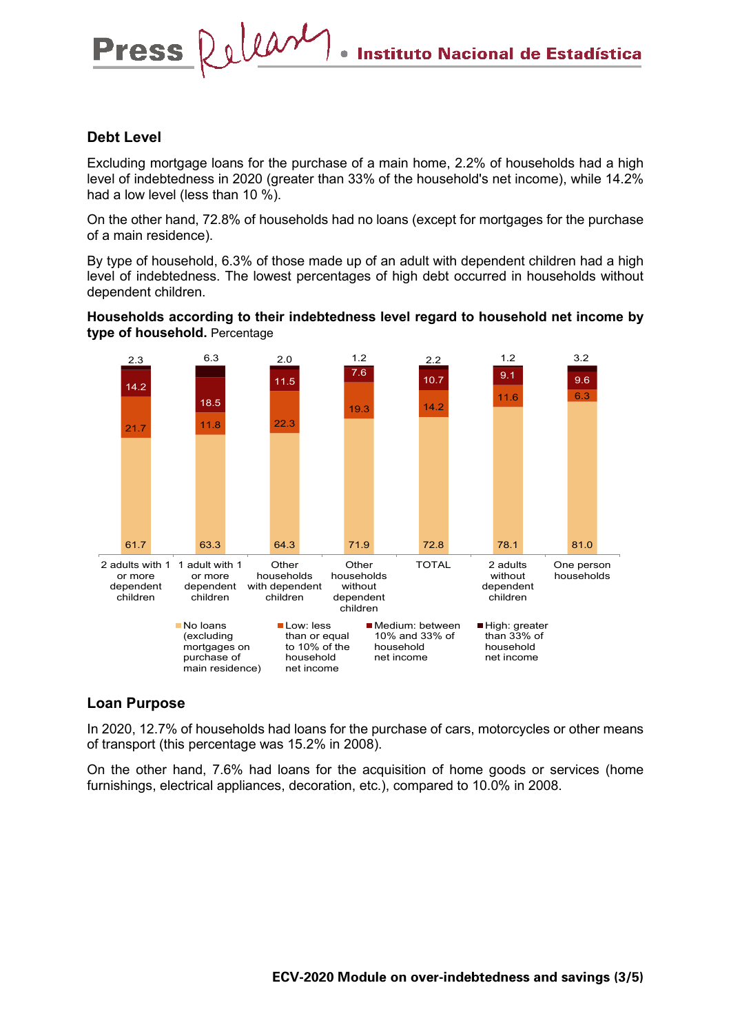## Debt Level

Excluding mortgage loans for the purchase of a main home, 2.2% of households had a high level of indebtedness in 2020 (greater than 33% of the household's net income), while 14.2% had a low level (less than 10 %).

On the other hand, 72.8% of households had no loans (except for mortgages for the purchase of a main residence).

By type of household, 6.3% of those made up of an adult with dependent children had a high level of indebtedness. The lowest percentages of high debt occurred in households without dependent children.

**Households according to their indebtedness level regard to household net income by type of household.** Percentage

| | 2 adults with 1 or more dependent children | 1 adult with 1 or more dependent children | Other households with dependent children | Other households without dependent children | TOTAL | 2 adults without dependent children | One person households |
|---|---|---|---|---|---|---|---|
| No loans (excluding mortgages on purchase of main residence) | 61.7 | 63.3 | 64.3 | 71.9 | 72.8 | 78.1 | 81.0 |
| Low: less than or equal to 10% of the household net income | 21.7 | 11.8 | 22.3 | 19.3 | 14.2 | 11.6 | 6.3 |
| Medium: between 10% and 33% of household net income | 14.2 | 18.5 | 11.5 | 7.6 | 10.7 | 9.1 | 9.6 |
| High: greater than 33% of household net income | 2.3 | 6.3 | 2.0 | 1.2 | 2.2 | 1.2 | 3.2 |

## Loan Purpose

In 2020, 12.7% of households had loans for the purchase of cars, motorcycles or other means of transport (this percentage was 15.2% in 2008).

On the other hand, 7.6% had loans for the acquisition of home goods or services (home furnishings, electrical appliances, decoration, etc.), compared to 10.0% in 2008.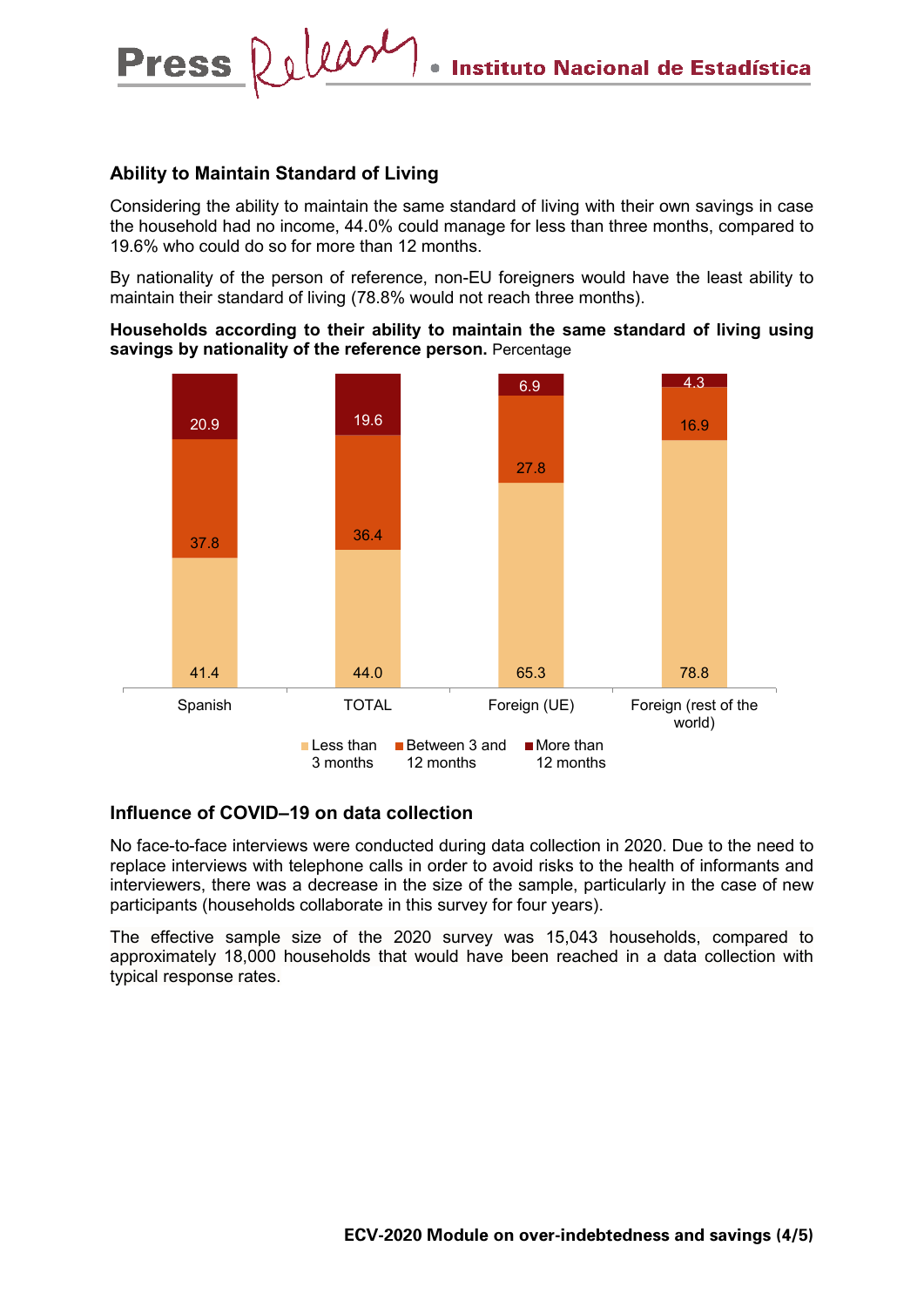## Ability to Maintain Standard of Living

Considering the ability to maintain the same standard of living with their own savings in case the household had no income, 44.0% could manage for less than three months, compared to 19.6% who could do so for more than 12 months.

By nationality of the person of reference, non-EU foreigners would have the least ability to maintain their standard of living (78.8% would not reach three months).

**Households according to their ability to maintain the same standard of living using savings by nationality of the reference person.** Percentage

| | Less than 3 months | Between 3 and 12 months | More than 12 months |
|---|---|---|---|
| Spanish | 41.4 | 37.8 | 20.9 |
| TOTAL | 44.0 | 36.4 | 19.6 |
| Foreign (UE) | 65.3 | 27.8 | 6.9 |
| Foreign (rest of the world) | 78.8 | 16.9 | 4.3 |

## Influence of COVID–19 on data collection

No face-to-face interviews were conducted during data collection in 2020. Due to the need to replace interviews with telephone calls in order to avoid risks to the health of informants and interviewers, there was a decrease in the size of the sample, particularly in the case of new participants (households collaborate in this survey for four years).

The effective sample size of the 2020 survey was 15,043 households, compared to approximately 18,000 households that would have been reached in a data collection with typical response rates.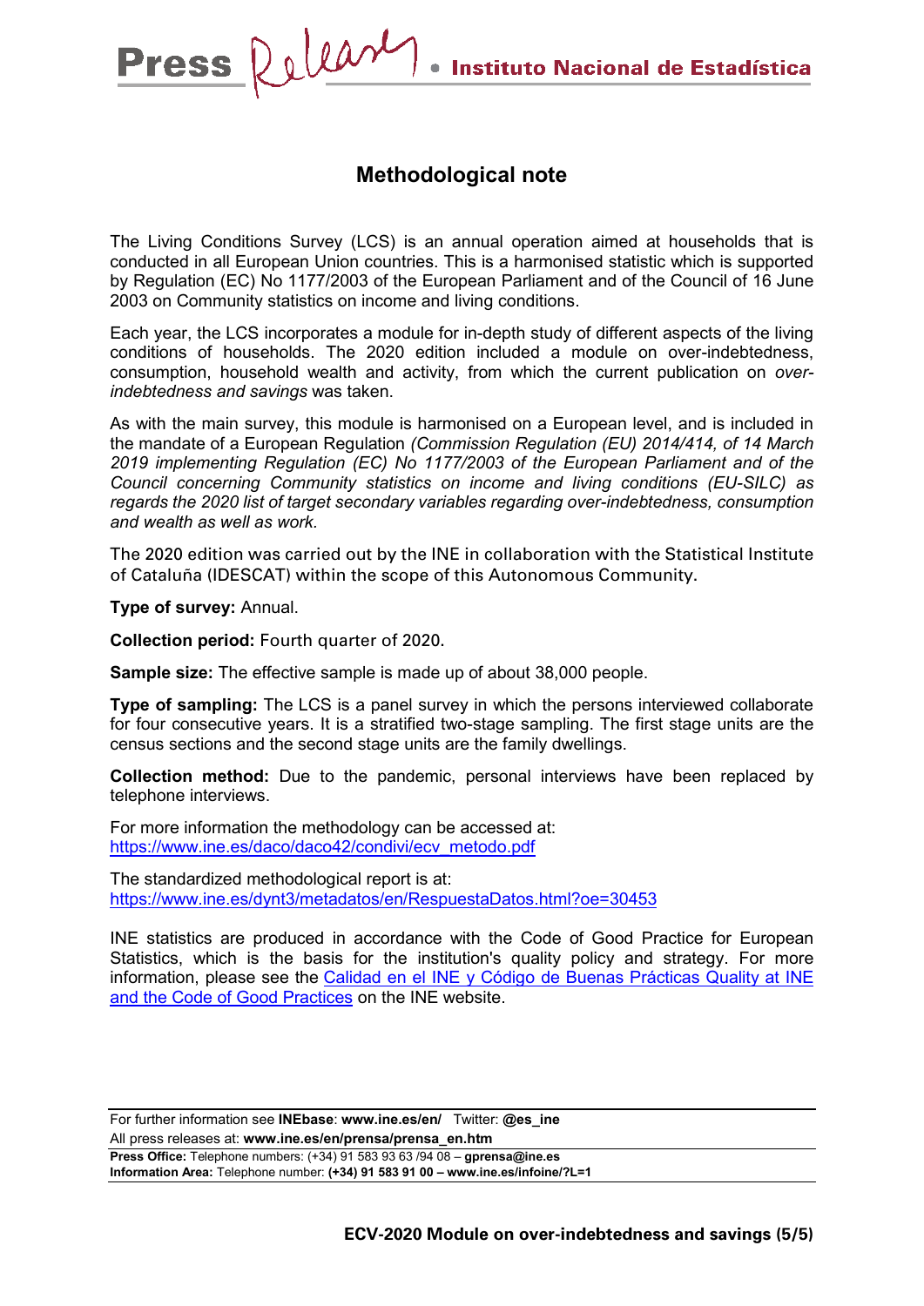## Methodological note

The Living Conditions Survey (LCS) is an annual operation aimed at households that is conducted in all European Union countries. This is a harmonised statistic which is supported by Regulation (EC) No 1177/2003 of the European Parliament and of the Council of 16 June 2003 on Community statistics on income and living conditions.

Each year, the LCS incorporates a module for in-depth study of different aspects of the living conditions of households. The 2020 edition included a module on over-indebtedness, consumption, household wealth and activity, from which the current publication on *over-indebtedness and savings* was taken.

As with the main survey, this module is harmonised on a European level, and is included in the mandate of a European Regulation *(Commission Regulation (EU) 2014/414, of 14 March 2019 implementing Regulation (EC) No 1177/2003 of the European Parliament and of the Council concerning Community statistics on income and living conditions (EU-SILC) as regards the 2020 list of target secondary variables regarding over-indebtedness, consumption and wealth as well as work.*

The 2020 edition was carried out by the INE in collaboration with the Statistical Institute of Cataluña (IDESCAT) within the scope of this Autonomous Community.

**Type of survey:** Annual.

**Collection period:** Fourth quarter of 2020.

**Sample size:** The effective sample is made up of about 38,000 people.

**Type of sampling:** The LCS is a panel survey in which the persons interviewed collaborate for four consecutive years. It is a stratified two-stage sampling. The first stage units are the census sections and the second stage units are the family dwellings.

**Collection method:** Due to the pandemic, personal interviews have been replaced by telephone interviews.

For more information the methodology can be accessed at:
https://www.ine.es/daco/daco42/condivi/ecv_metodo.pdf

The standardized methodological report is at:
https://www.ine.es/dynt3/metadatos/en/RespuestaDatos.html?oe=30453

INE statistics are produced in accordance with the Code of Good Practice for European Statistics, which is the basis for the institution's quality policy and strategy. For more information, please see the Calidad en el INE y Código de Buenas Prácticas Quality at INE and the Code of Good Practices on the INE website.

For further information see **INEbase**: **www.ine.es/en/** Twitter: **@es_ine**
All press releases at: **www.ine.es/en/prensa/prensa_en.htm**
**Press Office:** Telephone numbers: (+34) 91 583 93 63 /94 08 – **gprensa@ine.es**
**Information Area:** Telephone number: **(+34) 91 583 91 00 – www.ine.es/infoine/?L=1**